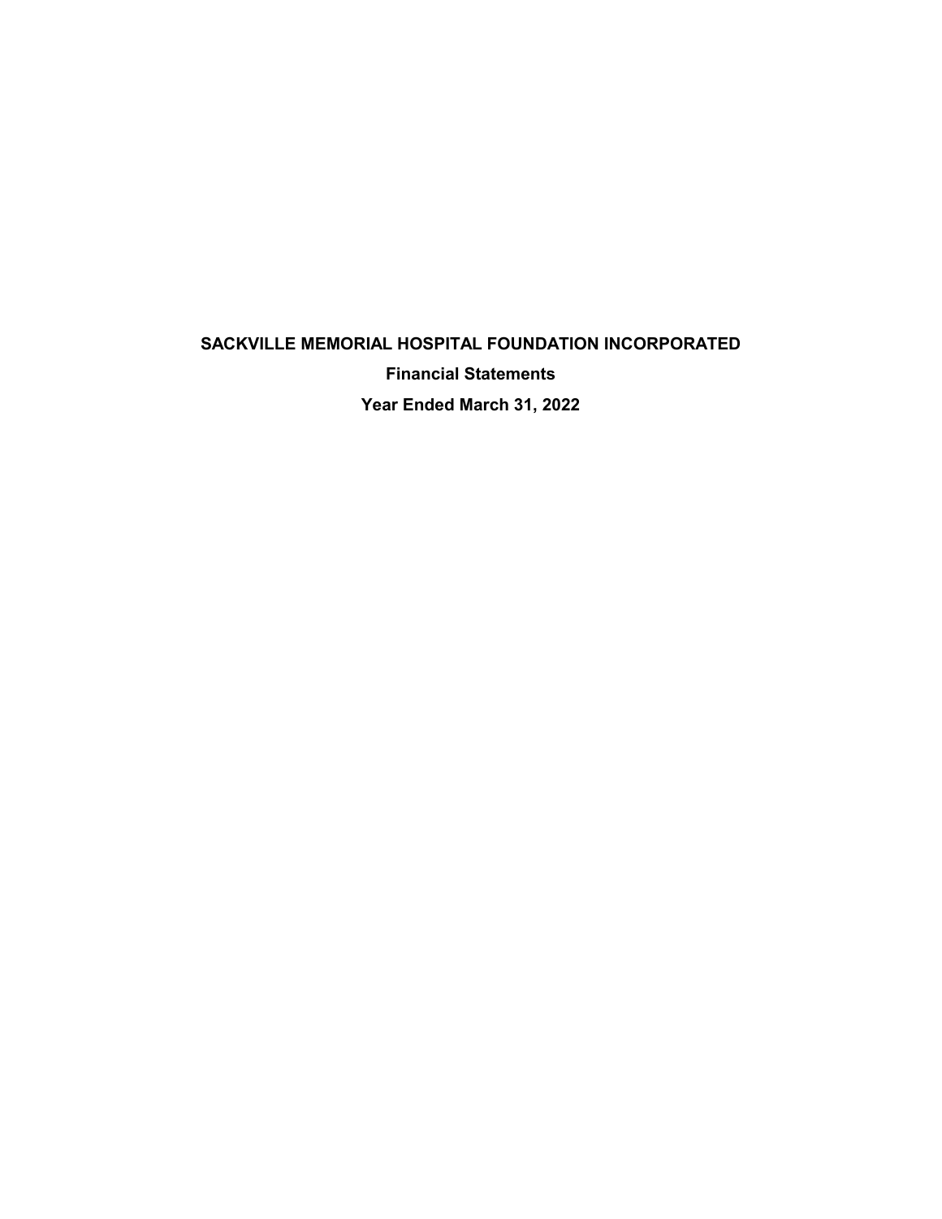# SACKVILLE MEMORIAL HOSPITAL FOUNDATION INCORPORATED

## Financial Statements

## Year Ended March 31, 2022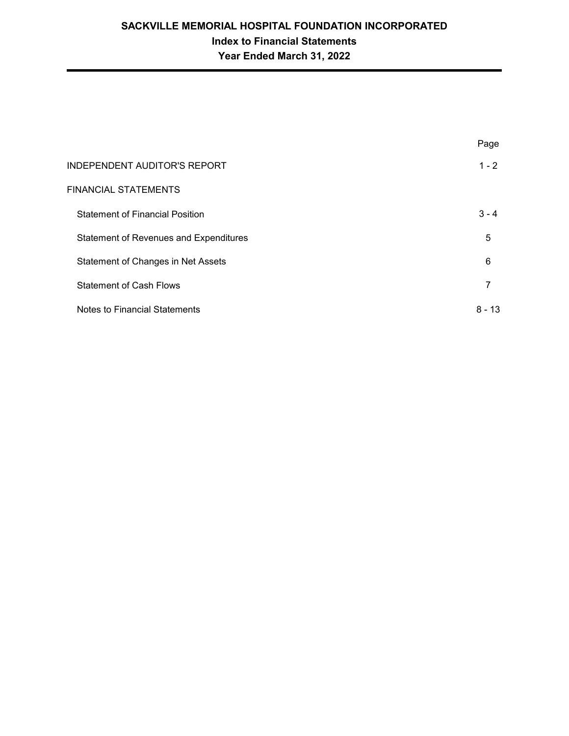# SACKVILLE MEMORIAL HOSPITAL FOUNDATION INCORPORATED

## Index to Financial Statements

## Year Ended March 31, 2022

| | Page |
|---|---|
| INDEPENDENT AUDITOR'S REPORT | 1 - 2 |
| FINANCIAL STATEMENTS | |
| Statement of Financial Position | 3 - 4 |
| Statement of Revenues and Expenditures | 5 |
| Statement of Changes in Net Assets | 6 |
| Statement of Cash Flows | 7 |
| Notes to Financial Statements | 8 - 13 |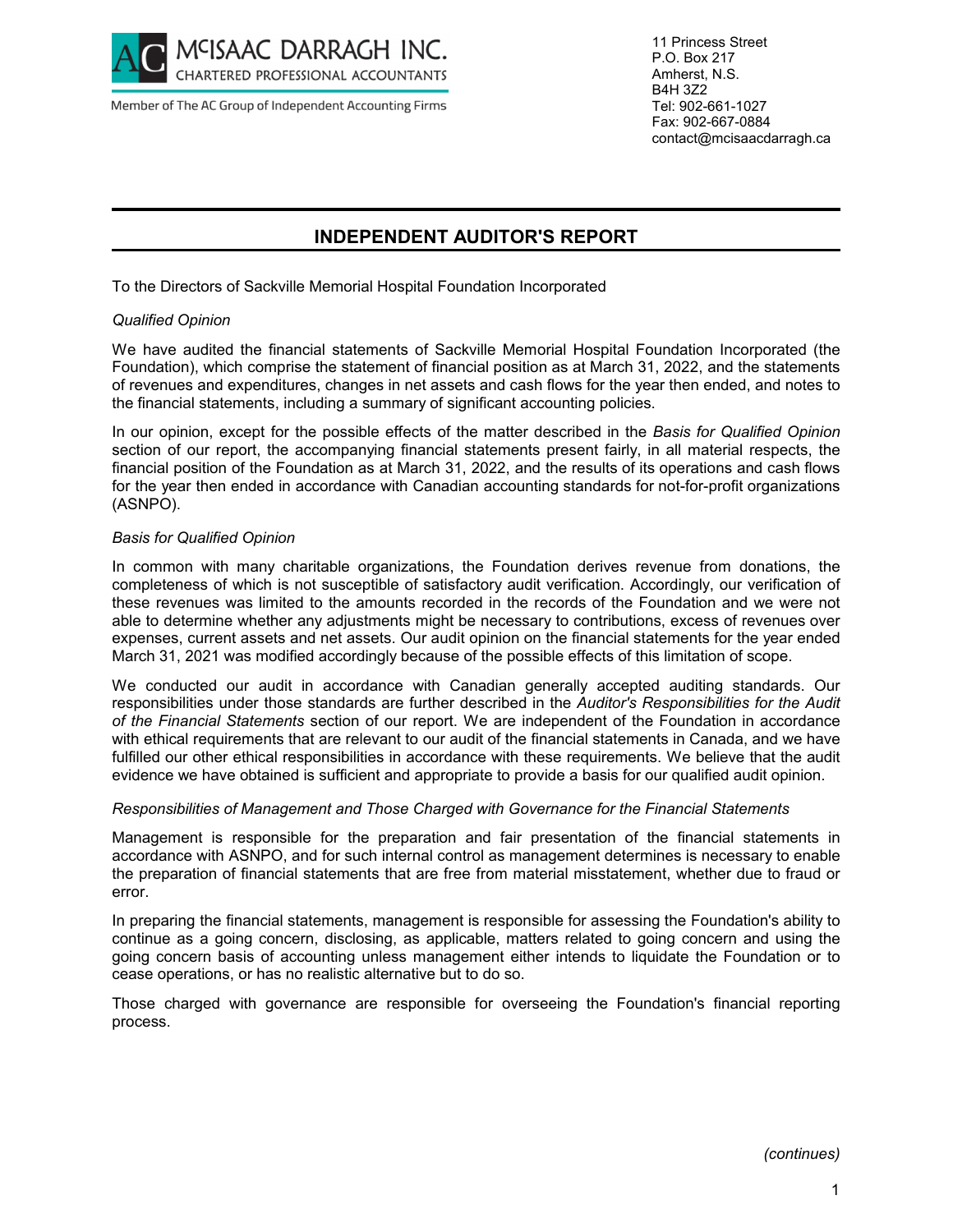**MᶜISAAC DARRAGH INC.**
CHARTERED PROFESSIONAL ACCOUNTANTS

Member of The AC Group of Independent Accounting Firms

11 Princess Street
P.O. Box 217
Amherst, N.S.
B4H 3Z2
Tel: 902-661-1027
Fax: 902-667-0884
contact@mcisaacdarragh.ca

## INDEPENDENT AUDITOR'S REPORT

To the Directors of Sackville Memorial Hospital Foundation Incorporated

*Qualified Opinion*

We have audited the financial statements of Sackville Memorial Hospital Foundation Incorporated (the Foundation), which comprise the statement of financial position as at March 31, 2022, and the statements of revenues and expenditures, changes in net assets and cash flows for the year then ended, and notes to the financial statements, including a summary of significant accounting policies.

In our opinion, except for the possible effects of the matter described in the *Basis for Qualified Opinion* section of our report, the accompanying financial statements present fairly, in all material respects, the financial position of the Foundation as at March 31, 2022, and the results of its operations and cash flows for the year then ended in accordance with Canadian accounting standards for not-for-profit organizations (ASNPO).

*Basis for Qualified Opinion*

In common with many charitable organizations, the Foundation derives revenue from donations, the completeness of which is not susceptible of satisfactory audit verification. Accordingly, our verification of these revenues was limited to the amounts recorded in the records of the Foundation and we were not able to determine whether any adjustments might be necessary to contributions, excess of revenues over expenses, current assets and net assets. Our audit opinion on the financial statements for the year ended March 31, 2021 was modified accordingly because of the possible effects of this limitation of scope.

We conducted our audit in accordance with Canadian generally accepted auditing standards. Our responsibilities under those standards are further described in the *Auditor's Responsibilities for the Audit of the Financial Statements* section of our report. We are independent of the Foundation in accordance with ethical requirements that are relevant to our audit of the financial statements in Canada, and we have fulfilled our other ethical responsibilities in accordance with these requirements. We believe that the audit evidence we have obtained is sufficient and appropriate to provide a basis for our qualified audit opinion.

*Responsibilities of Management and Those Charged with Governance for the Financial Statements*

Management is responsible for the preparation and fair presentation of the financial statements in accordance with ASNPO, and for such internal control as management determines is necessary to enable the preparation of financial statements that are free from material misstatement, whether due to fraud or error.

In preparing the financial statements, management is responsible for assessing the Foundation's ability to continue as a going concern, disclosing, as applicable, matters related to going concern and using the going concern basis of accounting unless management either intends to liquidate the Foundation or to cease operations, or has no realistic alternative but to do so.

Those charged with governance are responsible for overseeing the Foundation's financial reporting process.

*(continues)*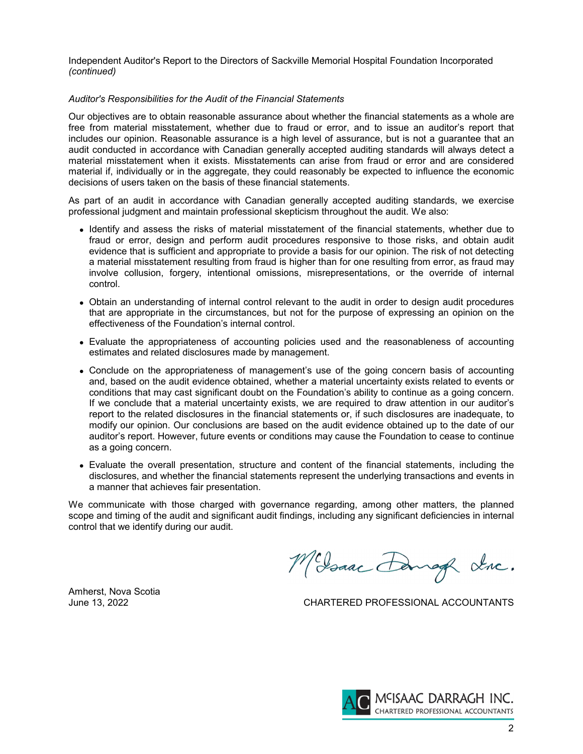Independent Auditor's Report to the Directors of Sackville Memorial Hospital Foundation Incorporated *(continued)*

*Auditor's Responsibilities for the Audit of the Financial Statements*

Our objectives are to obtain reasonable assurance about whether the financial statements as a whole are free from material misstatement, whether due to fraud or error, and to issue an auditor's report that includes our opinion. Reasonable assurance is a high level of assurance, but is not a guarantee that an audit conducted in accordance with Canadian generally accepted auditing standards will always detect a material misstatement when it exists. Misstatements can arise from fraud or error and are considered material if, individually or in the aggregate, they could reasonably be expected to influence the economic decisions of users taken on the basis of these financial statements.

As part of an audit in accordance with Canadian generally accepted auditing standards, we exercise professional judgment and maintain professional skepticism throughout the audit. We also:

- Identify and assess the risks of material misstatement of the financial statements, whether due to fraud or error, design and perform audit procedures responsive to those risks, and obtain audit evidence that is sufficient and appropriate to provide a basis for our opinion. The risk of not detecting a material misstatement resulting from fraud is higher than for one resulting from error, as fraud may involve collusion, forgery, intentional omissions, misrepresentations, or the override of internal control.
- Obtain an understanding of internal control relevant to the audit in order to design audit procedures that are appropriate in the circumstances, but not for the purpose of expressing an opinion on the effectiveness of the Foundation's internal control.
- Evaluate the appropriateness of accounting policies used and the reasonableness of accounting estimates and related disclosures made by management.
- Conclude on the appropriateness of management's use of the going concern basis of accounting and, based on the audit evidence obtained, whether a material uncertainty exists related to events or conditions that may cast significant doubt on the Foundation's ability to continue as a going concern. If we conclude that a material uncertainty exists, we are required to draw attention in our auditor's report to the related disclosures in the financial statements or, if such disclosures are inadequate, to modify our opinion. Our conclusions are based on the audit evidence obtained up to the date of our auditor's report. However, future events or conditions may cause the Foundation to cease to continue as a going concern.
- Evaluate the overall presentation, structure and content of the financial statements, including the disclosures, and whether the financial statements represent the underlying transactions and events in a manner that achieves fair presentation.

We communicate with those charged with governance regarding, among other matters, the planned scope and timing of the audit and significant audit findings, including any significant deficiencies in internal control that we identify during our audit.

McIsaac Darragh Inc.

Amherst, Nova Scotia
June 13, 2022

CHARTERED PROFESSIONAL ACCOUNTANTS

MCISAAC DARRAGH INC.
CHARTERED PROFESSIONAL ACCOUNTANTS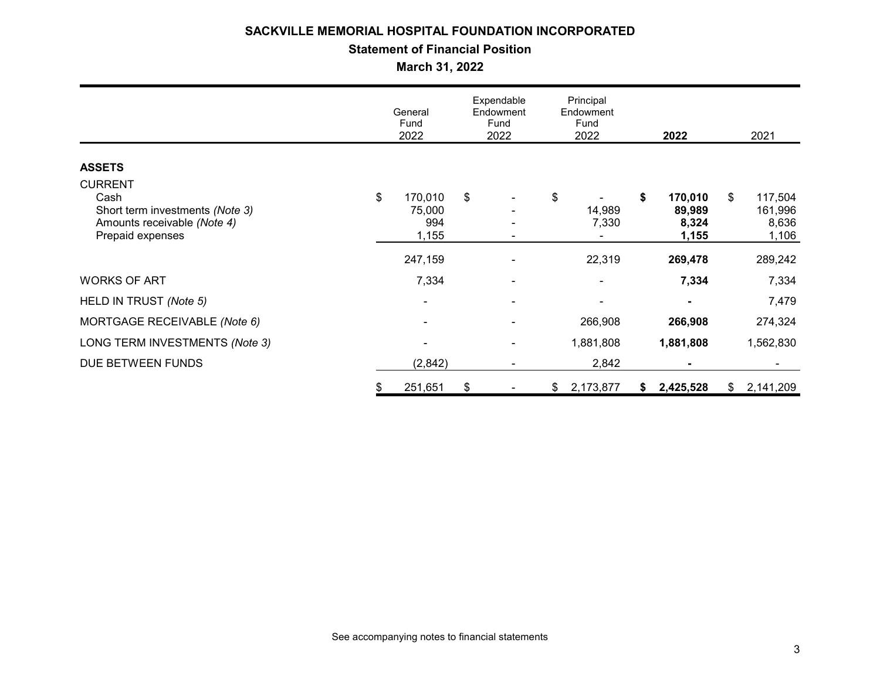# SACKVILLE MEMORIAL HOSPITAL FOUNDATION INCORPORATED

## Statement of Financial Position

### March 31, 2022

| | General Fund 2022 | Expendable Endowment Fund 2022 | Principal Endowment Fund 2022 | **2022** | 2021 |
|---|---|---|---|---|---|
| **ASSETS** | | | | | |
| CURRENT | | | | | |
| Cash | $ 170,010 | $ - | $ - | **$ 170,010** | $ 117,504 |
| Short term investments *(Note 3)* | 75,000 | - | 14,989 | **89,989** | 161,996 |
| Amounts receivable *(Note 4)* | 994 | - | 7,330 | **8,324** | 8,636 |
| Prepaid expenses | 1,155 | - | - | **1,155** | 1,106 |
| | 247,159 | - | 22,319 | **269,478** | 289,242 |
| WORKS OF ART | 7,334 | - | - | **7,334** | 7,334 |
| HELD IN TRUST *(Note 5)* | - | - | - | **-** | 7,479 |
| MORTGAGE RECEIVABLE *(Note 6)* | - | - | 266,908 | **266,908** | 274,324 |
| LONG TERM INVESTMENTS *(Note 3)* | - | - | 1,881,808 | **1,881,808** | 1,562,830 |
| DUE BETWEEN FUNDS | (2,842) | - | 2,842 | **-** | - |
| | $ 251,651 | $ - | $ 2,173,877 | **$ 2,425,528** | $ 2,141,209 |

See accompanying notes to financial statements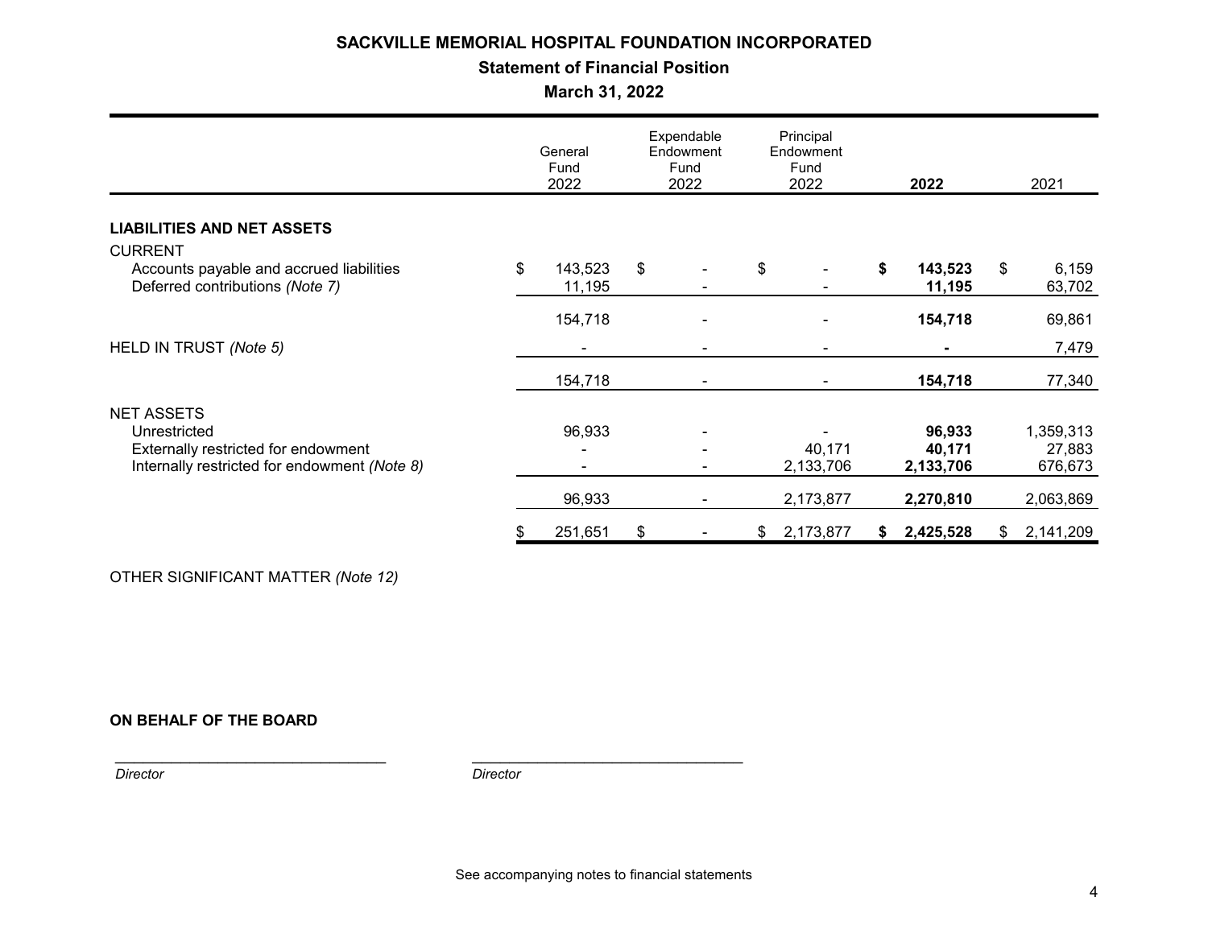# SACKVILLE MEMORIAL HOSPITAL FOUNDATION INCORPORATED

## Statement of Financial Position

### March 31, 2022

| | General Fund 2022 | Expendable Endowment Fund 2022 | Principal Endowment Fund 2022 | **2022** | 2021 |
|---|---|---|---|---|---|
| **LIABILITIES AND NET ASSETS** | | | | | |
| CURRENT | | | | | |
| Accounts payable and accrued liabilities | $ 143,523 | $ - | $ - | **$ 143,523** | $ 6,159 |
| Deferred contributions *(Note 7)* | 11,195 | - | - | **11,195** | 63,702 |
| | 154,718 | - | - | **154,718** | 69,861 |
| HELD IN TRUST *(Note 5)* | - | - | - | **-** | 7,479 |
| | 154,718 | - | - | **154,718** | 77,340 |
| NET ASSETS | | | | | |
| Unrestricted | 96,933 | - | - | **96,933** | 1,359,313 |
| Externally restricted for endowment | - | - | 40,171 | **40,171** | 27,883 |
| Internally restricted for endowment *(Note 8)* | - | - | 2,133,706 | **2,133,706** | 676,673 |
| | 96,933 | - | 2,173,877 | **2,270,810** | 2,063,869 |
| | $ 251,651 | $ - | $ 2,173,877 | **$ 2,425,528** | $ 2,141,209 |

OTHER SIGNIFICANT MATTER *(Note 12)*

**ON BEHALF OF THE BOARD**

_________________________________ *Director*

_________________________________ *Director*

See accompanying notes to financial statements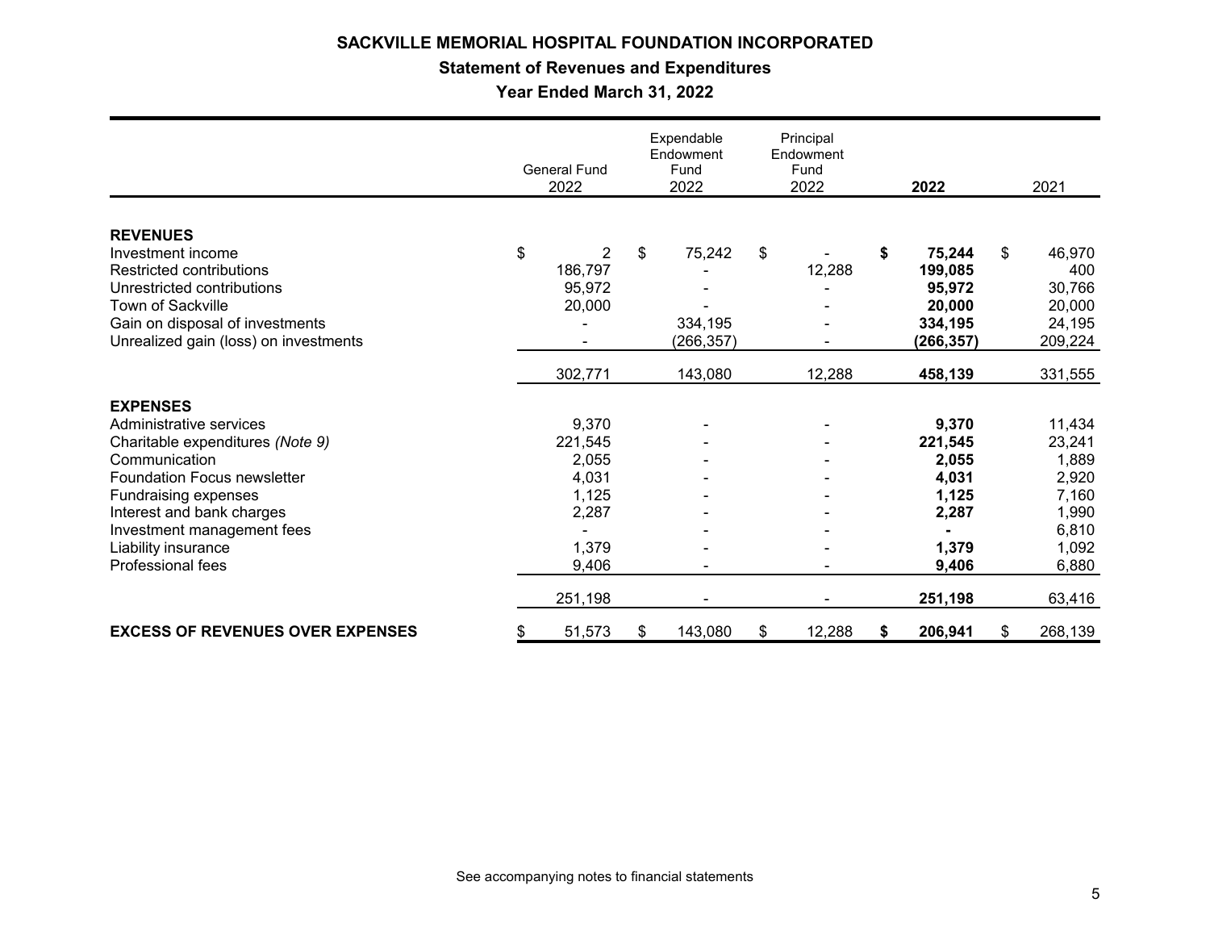# SACKVILLE MEMORIAL HOSPITAL FOUNDATION INCORPORATED

## Statement of Revenues and Expenditures

### Year Ended March 31, 2022

| | General Fund 2022 | Expendable Endowment Fund 2022 | Principal Endowment Fund 2022 | **2022** | 2021 |
|---|---|---|---|---|---|
| **REVENUES** | | | | | |
| Investment income | $ 2 | $ 75,242 | $ - | **$ 75,244** | $ 46,970 |
| Restricted contributions | 186,797 | - | 12,288 | **199,085** | 400 |
| Unrestricted contributions | 95,972 | - | - | **95,972** | 30,766 |
| Town of Sackville | 20,000 | - | - | **20,000** | 20,000 |
| Gain on disposal of investments | - | 334,195 | - | **334,195** | 24,195 |
| Unrealized gain (loss) on investments | - | (266,357) | - | **(266,357)** | 209,224 |
| | 302,771 | 143,080 | 12,288 | **458,139** | 331,555 |
| **EXPENSES** | | | | | |
| Administrative services | 9,370 | - | - | **9,370** | 11,434 |
| Charitable expenditures *(Note 9)* | 221,545 | - | - | **221,545** | 23,241 |
| Communication | 2,055 | - | - | **2,055** | 1,889 |
| Foundation Focus newsletter | 4,031 | - | - | **4,031** | 2,920 |
| Fundraising expenses | 1,125 | - | - | **1,125** | 7,160 |
| Interest and bank charges | 2,287 | - | - | **2,287** | 1,990 |
| Investment management fees | - | - | - | **-** | 6,810 |
| Liability insurance | 1,379 | - | - | **1,379** | 1,092 |
| Professional fees | 9,406 | - | - | **9,406** | 6,880 |
| | 251,198 | - | - | **251,198** | 63,416 |
| **EXCESS OF REVENUES OVER EXPENSES** | $ 51,573 | $ 143,080 | $ 12,288 | **$ 206,941** | $ 268,139 |

See accompanying notes to financial statements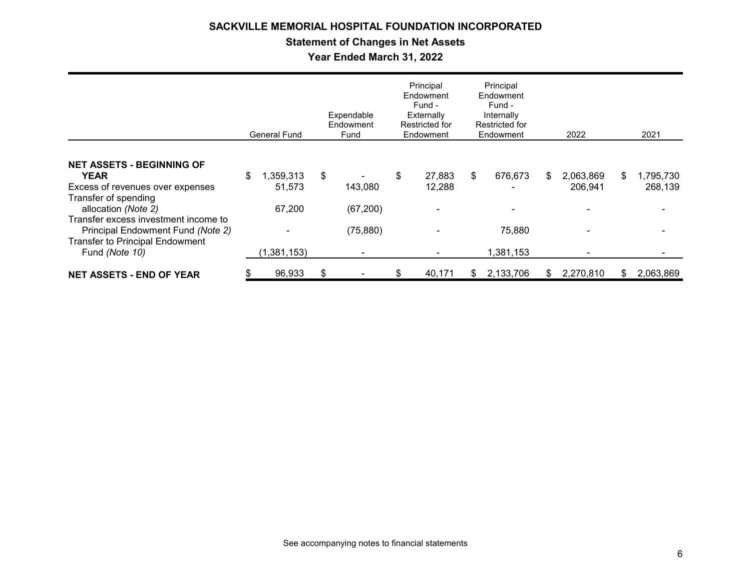# SACKVILLE MEMORIAL HOSPITAL FOUNDATION INCORPORATED

## Statement of Changes in Net Assets

### Year Ended March 31, 2022

| | General Fund | Expendable Endowment Fund | Principal Endowment Fund - Externally Restricted for Endowment | Principal Endowment Fund - Internally Restricted for Endowment | 2022 | 2021 |
|---|---|---|---|---|---|---|
| **NET ASSETS - BEGINNING OF YEAR** | $ 1,359,313 | $ - | $ 27,883 | $ 676,673 | $ 2,063,869 | $ 1,795,730 |
| Excess of revenues over expenses | 51,573 | 143,080 | 12,288 | - | 206,941 | 268,139 |
| Transfer of spending allocation *(Note 2)* | 67,200 | (67,200) | - | - | - | - |
| Transfer excess investment income to Principal Endowment Fund *(Note 2)* | - | (75,880) | - | 75,880 | - | - |
| Transfer to Principal Endowment Fund *(Note 10)* | (1,381,153) | - | - | 1,381,153 | - | - |
| **NET ASSETS - END OF YEAR** | $ 96,933 | $ - | $ 40,171 | $ 2,133,706 | $ 2,270,810 | $ 2,063,869 |

See accompanying notes to financial statements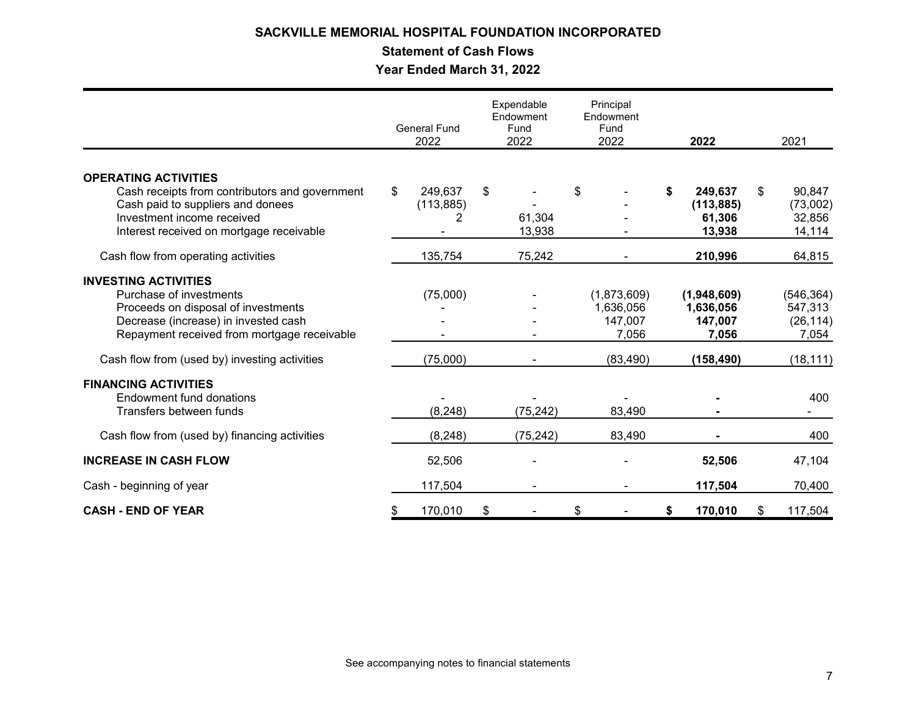# SACKVILLE MEMORIAL HOSPITAL FOUNDATION INCORPORATED

## Statement of Cash Flows

### Year Ended March 31, 2022

| | General Fund 2022 | Expendable Endowment Fund 2022 | Principal Endowment Fund 2022 | **2022** | 2021 |
|---|---|---|---|---|---|
| **OPERATING ACTIVITIES** | | | | | |
| Cash receipts from contributors and government | $ 249,637 | $ - | $ - | **$ 249,637** | $ 90,847 |
| Cash paid to suppliers and donees | (113,885) | - | - | **(113,885)** | (73,002) |
| Investment income received | 2 | 61,304 | - | **61,306** | 32,856 |
| Interest received on mortgage receivable | - | 13,938 | - | **13,938** | 14,114 |
| Cash flow from operating activities | 135,754 | 75,242 | - | **210,996** | 64,815 |
| **INVESTING ACTIVITIES** | | | | | |
| Purchase of investments | (75,000) | - | (1,873,609) | **(1,948,609)** | (546,364) |
| Proceeds on disposal of investments | - | - | 1,636,056 | **1,636,056** | 547,313 |
| Decrease (increase) in invested cash | - | - | 147,007 | **147,007** | (26,114) |
| Repayment received from mortgage receivable | - | - | 7,056 | **7,056** | 7,054 |
| Cash flow from (used by) investing activities | (75,000) | - | (83,490) | **(158,490)** | (18,111) |
| **FINANCING ACTIVITIES** | | | | | |
| Endowment fund donations | - | - | - | **-** | 400 |
| Transfers between funds | (8,248) | (75,242) | 83,490 | **-** | - |
| Cash flow from (used by) financing activities | (8,248) | (75,242) | 83,490 | **-** | 400 |
| **INCREASE IN CASH FLOW** | 52,506 | - | - | **52,506** | 47,104 |
| Cash - beginning of year | 117,504 | - | - | **117,504** | 70,400 |
| **CASH - END OF YEAR** | $ 170,010 | $ - | $ - | **$ 170,010** | $ 117,504 |

See accompanying notes to financial statements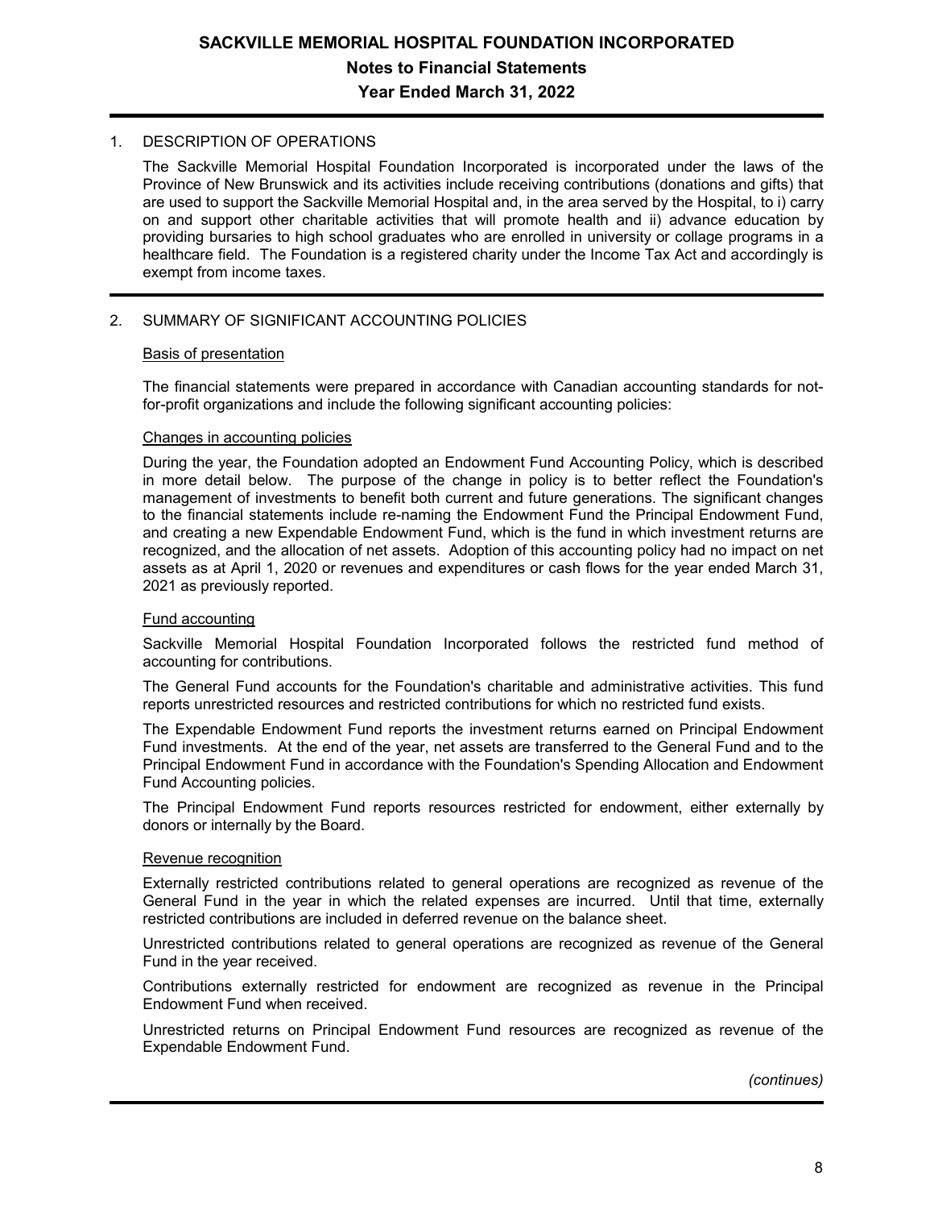# SACKVILLE MEMORIAL HOSPITAL FOUNDATION INCORPORATED

## Notes to Financial Statements

## Year Ended March 31, 2022

1. DESCRIPTION OF OPERATIONS

   The Sackville Memorial Hospital Foundation Incorporated is incorporated under the laws of the Province of New Brunswick and its activities include receiving contributions (donations and gifts) that are used to support the Sackville Memorial Hospital and, in the area served by the Hospital, to i) carry on and support other charitable activities that will promote health and ii) advance education by providing bursaries to high school graduates who are enrolled in university or collage programs in a healthcare field. The Foundation is a registered charity under the Income Tax Act and accordingly is exempt from income taxes.

2. SUMMARY OF SIGNIFICANT ACCOUNTING POLICIES

   Basis of presentation

   The financial statements were prepared in accordance with Canadian accounting standards for not-for-profit organizations and include the following significant accounting policies:

   Changes in accounting policies

   During the year, the Foundation adopted an Endowment Fund Accounting Policy, which is described in more detail below. The purpose of the change in policy is to better reflect the Foundation's management of investments to benefit both current and future generations. The significant changes to the financial statements include re-naming the Endowment Fund the Principal Endowment Fund, and creating a new Expendable Endowment Fund, which is the fund in which investment returns are recognized, and the allocation of net assets. Adoption of this accounting policy had no impact on net assets as at April 1, 2020 or revenues and expenditures or cash flows for the year ended March 31, 2021 as previously reported.

   Fund accounting

   Sackville Memorial Hospital Foundation Incorporated follows the restricted fund method of accounting for contributions.

   The General Fund accounts for the Foundation's charitable and administrative activities. This fund reports unrestricted resources and restricted contributions for which no restricted fund exists.

   The Expendable Endowment Fund reports the investment returns earned on Principal Endowment Fund investments. At the end of the year, net assets are transferred to the General Fund and to the Principal Endowment Fund in accordance with the Foundation's Spending Allocation and Endowment Fund Accounting policies.

   The Principal Endowment Fund reports resources restricted for endowment, either externally by donors or internally by the Board.

   Revenue recognition

   Externally restricted contributions related to general operations are recognized as revenue of the General Fund in the year in which the related expenses are incurred. Until that time, externally restricted contributions are included in deferred revenue on the balance sheet.

   Unrestricted contributions related to general operations are recognized as revenue of the General Fund in the year received.

   Contributions externally restricted for endowment are recognized as revenue in the Principal Endowment Fund when received.

   Unrestricted returns on Principal Endowment Fund resources are recognized as revenue of the Expendable Endowment Fund.

*(continues)*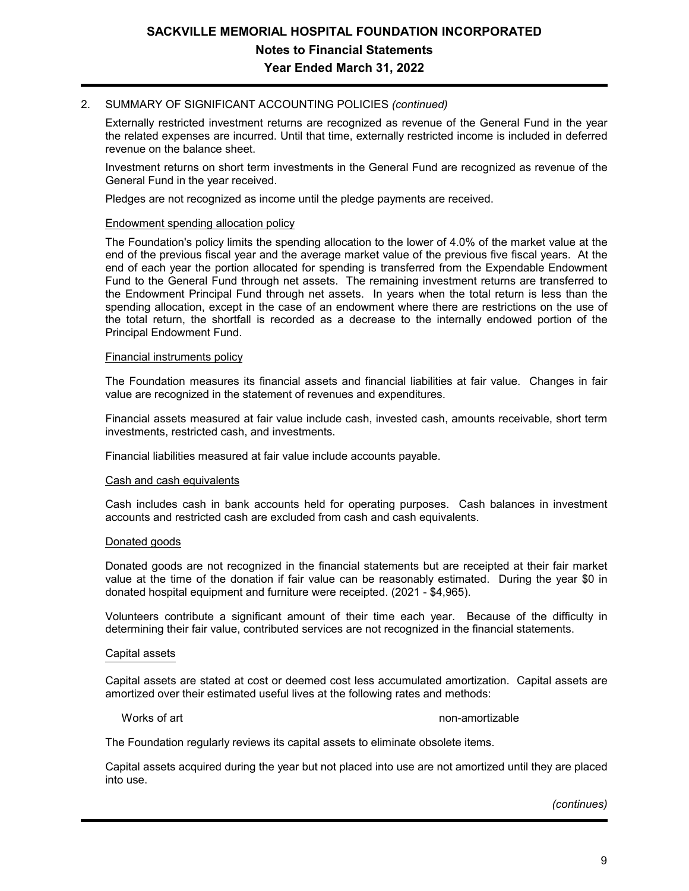## 2. SUMMARY OF SIGNIFICANT ACCOUNTING POLICIES *(continued)*

Externally restricted investment returns are recognized as revenue of the General Fund in the year the related expenses are incurred. Until that time, externally restricted income is included in deferred revenue on the balance sheet.

Investment returns on short term investments in the General Fund are recognized as revenue of the General Fund in the year received.

Pledges are not recognized as income until the pledge payments are received.

### Endowment spending allocation policy

The Foundation's policy limits the spending allocation to the lower of 4.0% of the market value at the end of the previous fiscal year and the average market value of the previous five fiscal years. At the end of each year the portion allocated for spending is transferred from the Expendable Endowment Fund to the General Fund through net assets. The remaining investment returns are transferred to the Endowment Principal Fund through net assets. In years when the total return is less than the spending allocation, except in the case of an endowment where there are restrictions on the use of the total return, the shortfall is recorded as a decrease to the internally endowed portion of the Principal Endowment Fund.

### Financial instruments policy

The Foundation measures its financial assets and financial liabilities at fair value. Changes in fair value are recognized in the statement of revenues and expenditures.

Financial assets measured at fair value include cash, invested cash, amounts receivable, short term investments, restricted cash, and investments.

Financial liabilities measured at fair value include accounts payable.

### Cash and cash equivalents

Cash includes cash in bank accounts held for operating purposes. Cash balances in investment accounts and restricted cash are excluded from cash and cash equivalents.

### Donated goods

Donated goods are not recognized in the financial statements but are receipted at their fair market value at the time of the donation if fair value can be reasonably estimated. During the year $0 in donated hospital equipment and furniture were receipted. (2021 - $4,965).

Volunteers contribute a significant amount of their time each year. Because of the difficulty in determining their fair value, contributed services are not recognized in the financial statements.

### Capital assets

Capital assets are stated at cost or deemed cost less accumulated amortization. Capital assets are amortized over their estimated useful lives at the following rates and methods:

| | |
|---|---|
| Works of art | non-amortizable |

The Foundation regularly reviews its capital assets to eliminate obsolete items.

Capital assets acquired during the year but not placed into use are not amortized until they are placed into use.

*(continues)*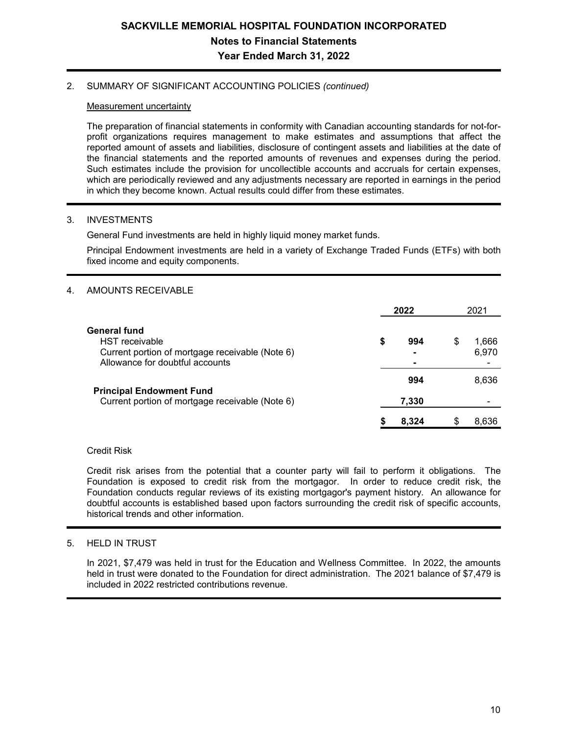# SACKVILLE MEMORIAL HOSPITAL FOUNDATION INCORPORATED

## Notes to Financial Statements

## Year Ended March 31, 2022

2. SUMMARY OF SIGNIFICANT ACCOUNTING POLICIES *(continued)*

Measurement uncertainty

The preparation of financial statements in conformity with Canadian accounting standards for not-for-profit organizations requires management to make estimates and assumptions that affect the reported amount of assets and liabilities, disclosure of contingent assets and liabilities at the date of the financial statements and the reported amounts of revenues and expenses during the period. Such estimates include the provision for uncollectible accounts and accruals for certain expenses, which are periodically reviewed and any adjustments necessary are reported in earnings in the period in which they become known. Actual results could differ from these estimates.

3. INVESTMENTS

General Fund investments are held in highly liquid money market funds.

Principal Endowment investments are held in a variety of Exchange Traded Funds (ETFs) with both fixed income and equity components.

4. AMOUNTS RECEIVABLE

| | 2022 | 2021 |
|---|---|---|
| **General fund** | | |
| HST receivable | $ 994 | $ 1,666 |
| Current portion of mortgage receivable (Note 6) | - | 6,970 |
| Allowance for doubtful accounts | - | - |
| | 994 | 8,636 |
| **Principal Endowment Fund** | | |
| Current portion of mortgage receivable (Note 6) | 7,330 | - |
| | $ 8,324 | $ 8,636 |

Credit Risk

Credit risk arises from the potential that a counter party will fail to perform it obligations. The Foundation is exposed to credit risk from the mortgagor. In order to reduce credit risk, the Foundation conducts regular reviews of its existing mortgagor's payment history. An allowance for doubtful accounts is established based upon factors surrounding the credit risk of specific accounts, historical trends and other information.

5. HELD IN TRUST

In 2021, $7,479 was held in trust for the Education and Wellness Committee. In 2022, the amounts held in trust were donated to the Foundation for direct administration. The 2021 balance of $7,479 is included in 2022 restricted contributions revenue.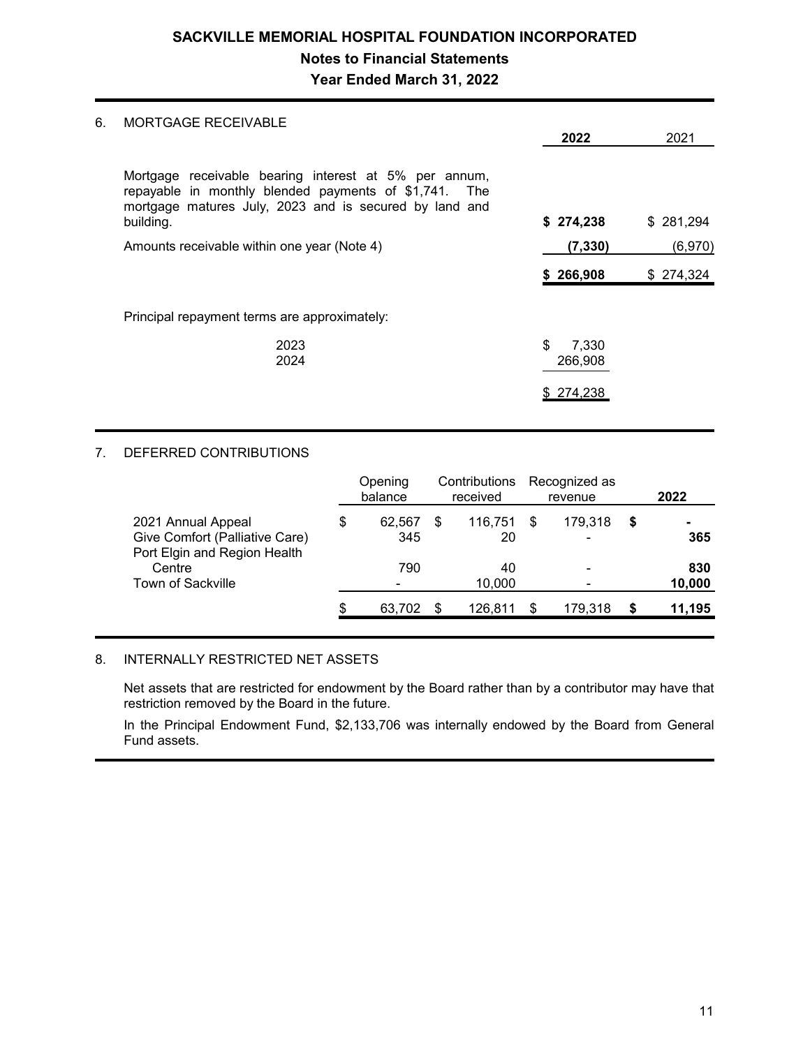# SACKVILLE MEMORIAL HOSPITAL FOUNDATION INCORPORATED

## Notes to Financial Statements

## Year Ended March 31, 2022

### 6. MORTGAGE RECEIVABLE

| | **2022** | 2021 |
|---|---|---|
| Mortgage receivable bearing interest at 5% per annum, repayable in monthly blended payments of $1,741. The mortgage matures July, 2023 and is secured by land and building. | **$ 274,238** | $ 281,294 |
| Amounts receivable within one year (Note 4) | **(7,330)** | (6,970) |
| | **$ 266,908** | $ 274,324 |

Principal repayment terms are approximately:

| | |
|---|---|
| 2023 | $ 7,330 |
| 2024 | 266,908 |
| | $ 274,238 |

### 7. DEFERRED CONTRIBUTIONS

| | Opening balance | Contributions received | Recognized as revenue | **2022** |
|---|---|---|---|---|
| 2021 Annual Appeal | $ 62,567 | $ 116,751 | $ 179,318 | **$ -** |
| Give Comfort (Palliative Care) | 345 | 20 | - | **365** |
| Port Elgin and Region Health Centre | 790 | 40 | - | **830** |
| Town of Sackville | - | 10,000 | - | **10,000** |
| | $ 63,702 | $ 126,811 | $ 179,318 | **$ 11,195** |

### 8. INTERNALLY RESTRICTED NET ASSETS

Net assets that are restricted for endowment by the Board rather than by a contributor may have that restriction removed by the Board in the future.

In the Principal Endowment Fund, $2,133,706 was internally endowed by the Board from General Fund assets.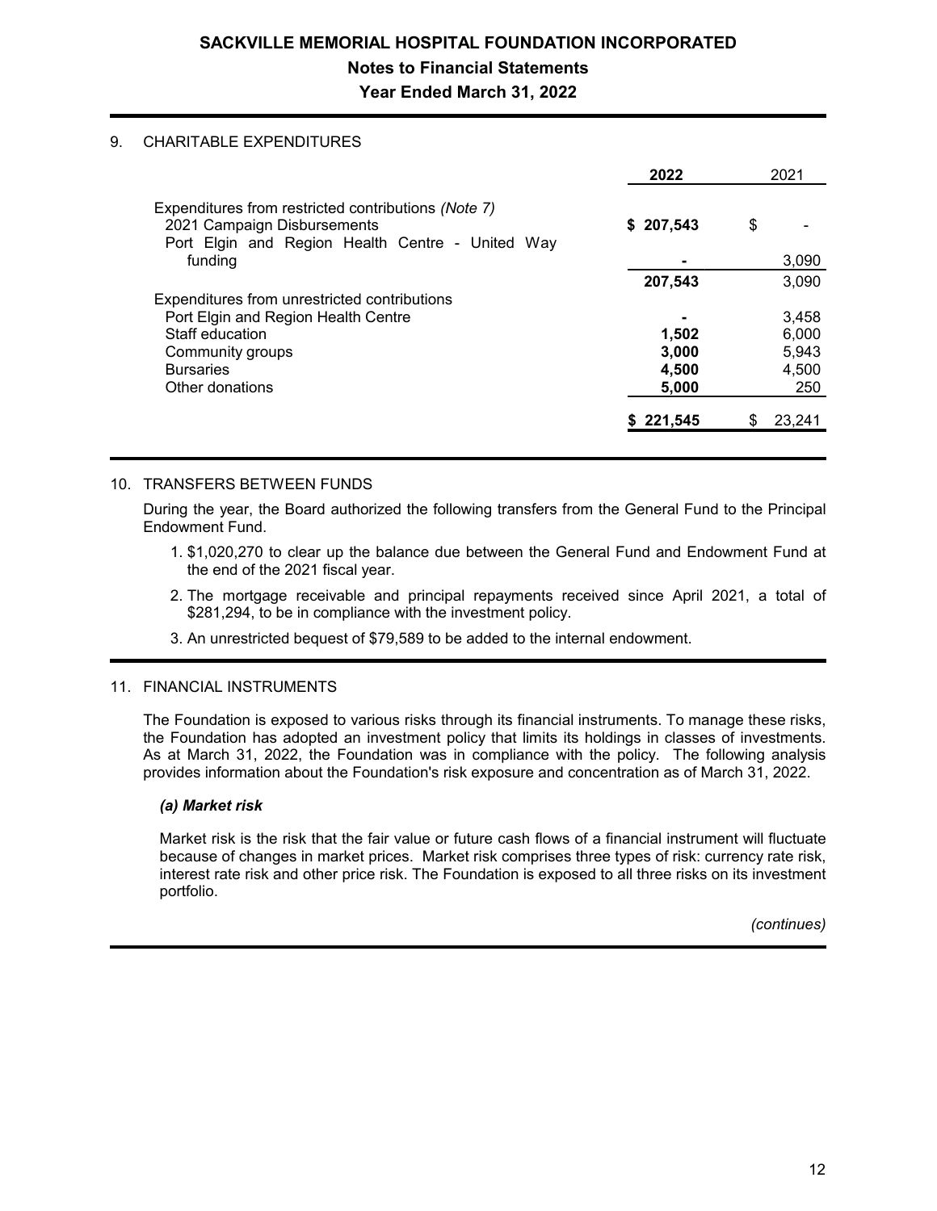# SACKVILLE MEMORIAL HOSPITAL FOUNDATION INCORPORATED

## Notes to Financial Statements

### Year Ended March 31, 2022

## 9. CHARITABLE EXPENDITURES

| | **2022** | 2021 |
|---|---|---|
| Expenditures from restricted contributions *(Note 7)* | | |
| 2021 Campaign Disbursements | **$ 207,543** | $ - |
| Port Elgin and Region Health Centre - United Way funding | **-** | 3,090 |
| | **207,543** | 3,090 |
| Expenditures from unrestricted contributions | | |
| Port Elgin and Region Health Centre | **-** | 3,458 |
| Staff education | **1,502** | 6,000 |
| Community groups | **3,000** | 5,943 |
| Bursaries | **4,500** | 4,500 |
| Other donations | **5,000** | 250 |
| | **$ 221,545** | $ 23,241 |

## 10. TRANSFERS BETWEEN FUNDS

During the year, the Board authorized the following transfers from the General Fund to the Principal Endowment Fund.

1. $1,020,270 to clear up the balance due between the General Fund and Endowment Fund at the end of the 2021 fiscal year.
2. The mortgage receivable and principal repayments received since April 2021, a total of $281,294, to be in compliance with the investment policy.
3. An unrestricted bequest of $79,589 to be added to the internal endowment.

## 11. FINANCIAL INSTRUMENTS

The Foundation is exposed to various risks through its financial instruments. To manage these risks, the Foundation has adopted an investment policy that limits its holdings in classes of investments. As at March 31, 2022, the Foundation was in compliance with the policy. The following analysis provides information about the Foundation's risk exposure and concentration as of March 31, 2022.

***(a) Market risk***

Market risk is the risk that the fair value or future cash flows of a financial instrument will fluctuate because of changes in market prices. Market risk comprises three types of risk: currency rate risk, interest rate risk and other price risk. The Foundation is exposed to all three risks on its investment portfolio.

*(continues)*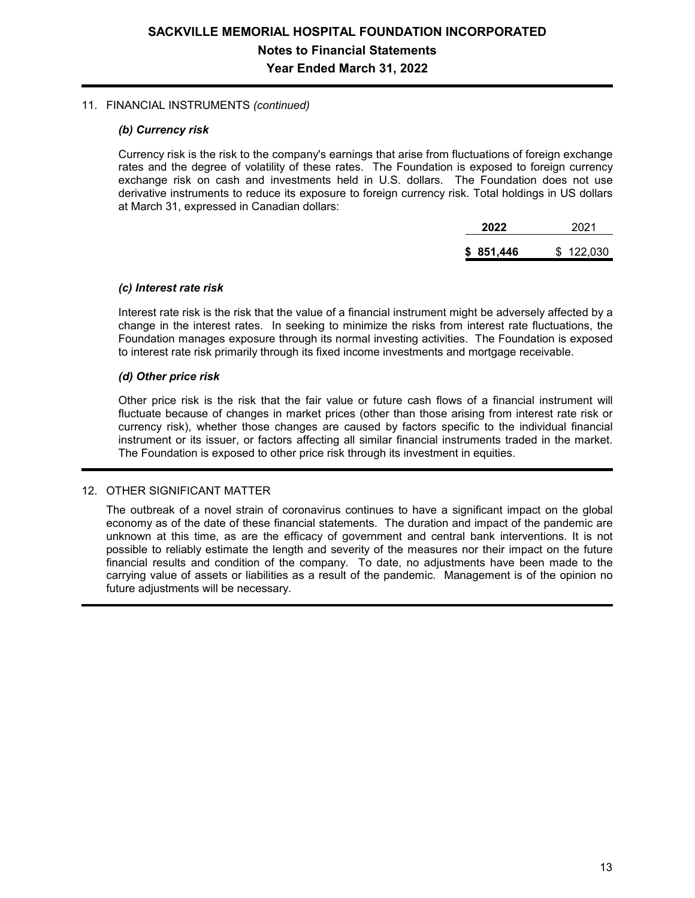11. FINANCIAL INSTRUMENTS *(continued)*

### *(b) Currency risk*

Currency risk is the risk to the company's earnings that arise from fluctuations of foreign exchange rates and the degree of volatility of these rates. The Foundation is exposed to foreign currency exchange risk on cash and investments held in U.S. dollars. The Foundation does not use derivative instruments to reduce its exposure to foreign currency risk. Total holdings in US dollars at March 31, expressed in Canadian dollars:

| **2022** | 2021 |
|---|---|
| **$ 851,446** | $ 122,030 |

### *(c) Interest rate risk*

Interest rate risk is the risk that the value of a financial instrument might be adversely affected by a change in the interest rates. In seeking to minimize the risks from interest rate fluctuations, the Foundation manages exposure through its normal investing activities. The Foundation is exposed to interest rate risk primarily through its fixed income investments and mortgage receivable.

### *(d) Other price risk*

Other price risk is the risk that the fair value or future cash flows of a financial instrument will fluctuate because of changes in market prices (other than those arising from interest rate risk or currency risk), whether those changes are caused by factors specific to the individual financial instrument or its issuer, or factors affecting all similar financial instruments traded in the market. The Foundation is exposed to other price risk through its investment in equities.

12. OTHER SIGNIFICANT MATTER

The outbreak of a novel strain of coronavirus continues to have a significant impact on the global economy as of the date of these financial statements. The duration and impact of the pandemic are unknown at this time, as are the efficacy of government and central bank interventions. It is not possible to reliably estimate the length and severity of the measures nor their impact on the future financial results and condition of the company. To date, no adjustments have been made to the carrying value of assets or liabilities as a result of the pandemic. Management is of the opinion no future adjustments will be necessary.